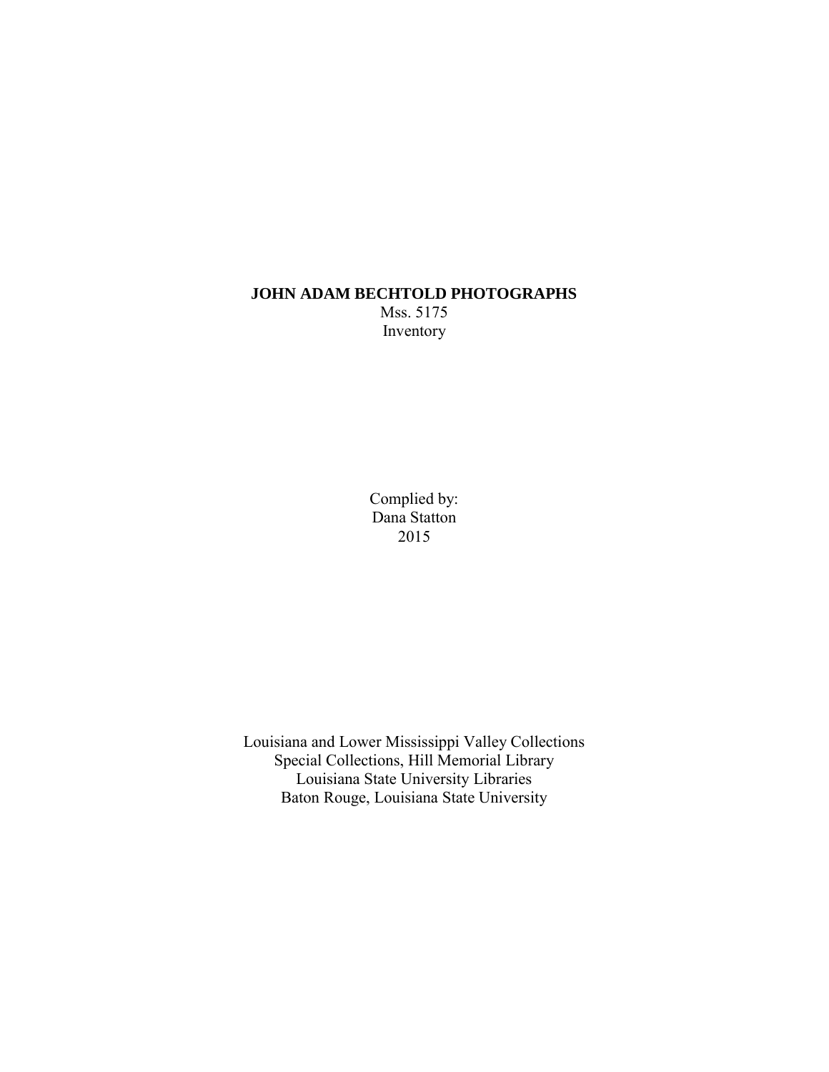# JOHN ADAM BECHTOLD PHOTOGRAPHS

Mss. 5175

Inventory

Complied by:
Dana Statton
2015

Louisiana and Lower Mississippi Valley Collections
Special Collections, Hill Memorial Library
Louisiana State University Libraries
Baton Rouge, Louisiana State University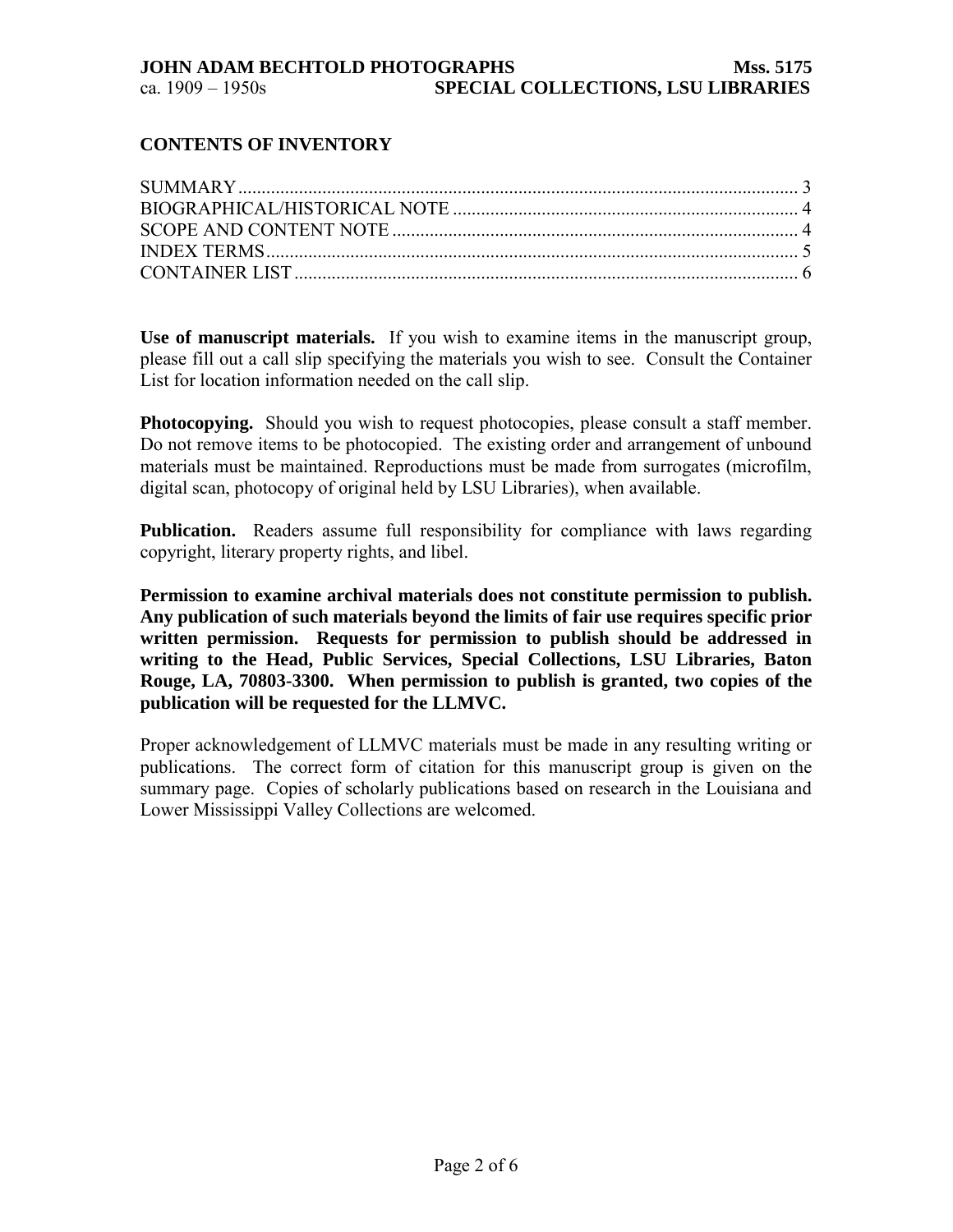## CONTENTS OF INVENTORY

SUMMARY ........................................................................................................ 3
BIOGRAPHICAL/HISTORICAL NOTE .......................................................................... 4
SCOPE AND CONTENT NOTE ....................................................................................... 4
INDEX TERMS .................................................................................................. 5
CONTAINER LIST ............................................................................................ 6

**Use of manuscript materials.** If you wish to examine items in the manuscript group, please fill out a call slip specifying the materials you wish to see. Consult the Container List for location information needed on the call slip.

**Photocopying.** Should you wish to request photocopies, please consult a staff member. Do not remove items to be photocopied. The existing order and arrangement of unbound materials must be maintained. Reproductions must be made from surrogates (microfilm, digital scan, photocopy of original held by LSU Libraries), when available.

**Publication.** Readers assume full responsibility for compliance with laws regarding copyright, literary property rights, and libel.

**Permission to examine archival materials does not constitute permission to publish. Any publication of such materials beyond the limits of fair use requires specific prior written permission. Requests for permission to publish should be addressed in writing to the Head, Public Services, Special Collections, LSU Libraries, Baton Rouge, LA, 70803-3300. When permission to publish is granted, two copies of the publication will be requested for the LLMVC.**

Proper acknowledgement of LLMVC materials must be made in any resulting writing or publications. The correct form of citation for this manuscript group is given on the summary page. Copies of scholarly publications based on research in the Louisiana and Lower Mississippi Valley Collections are welcomed.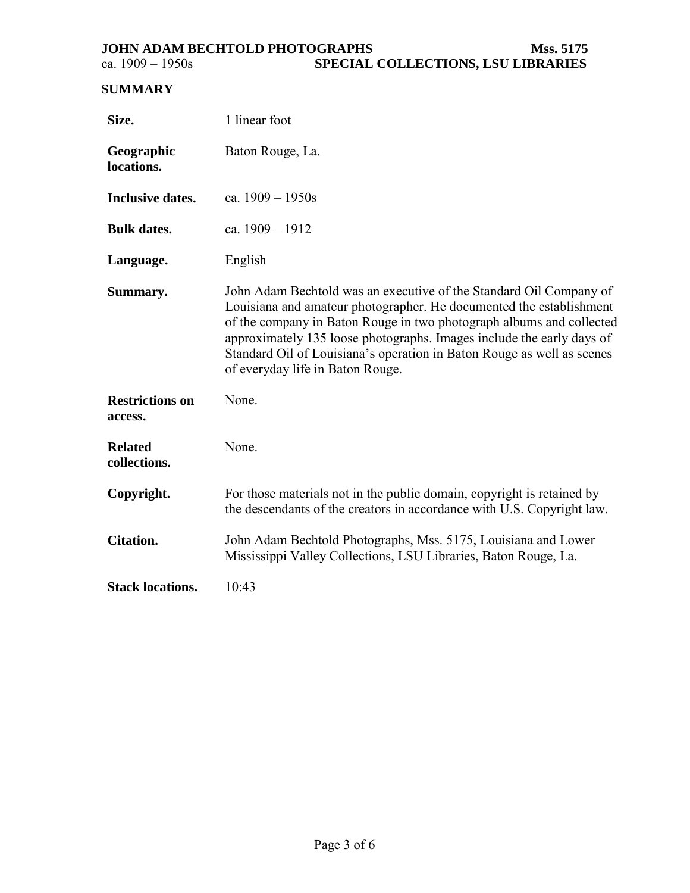## SUMMARY

| | |
|---|---|
| **Size.** | 1 linear foot |
| **Geographic locations.** | Baton Rouge, La. |
| **Inclusive dates.** | ca. 1909 – 1950s |
| **Bulk dates.** | ca. 1909 – 1912 |
| **Language.** | English |
| **Summary.** | John Adam Bechtold was an executive of the Standard Oil Company of Louisiana and amateur photographer. He documented the establishment of the company in Baton Rouge in two photograph albums and collected approximately 135 loose photographs. Images include the early days of Standard Oil of Louisiana's operation in Baton Rouge as well as scenes of everyday life in Baton Rouge. |
| **Restrictions on access.** | None. |
| **Related collections.** | None. |
| **Copyright.** | For those materials not in the public domain, copyright is retained by the descendants of the creators in accordance with U.S. Copyright law. |
| **Citation.** | John Adam Bechtold Photographs, Mss. 5175, Louisiana and Lower Mississippi Valley Collections, LSU Libraries, Baton Rouge, La. |
| **Stack locations.** | 10:43 |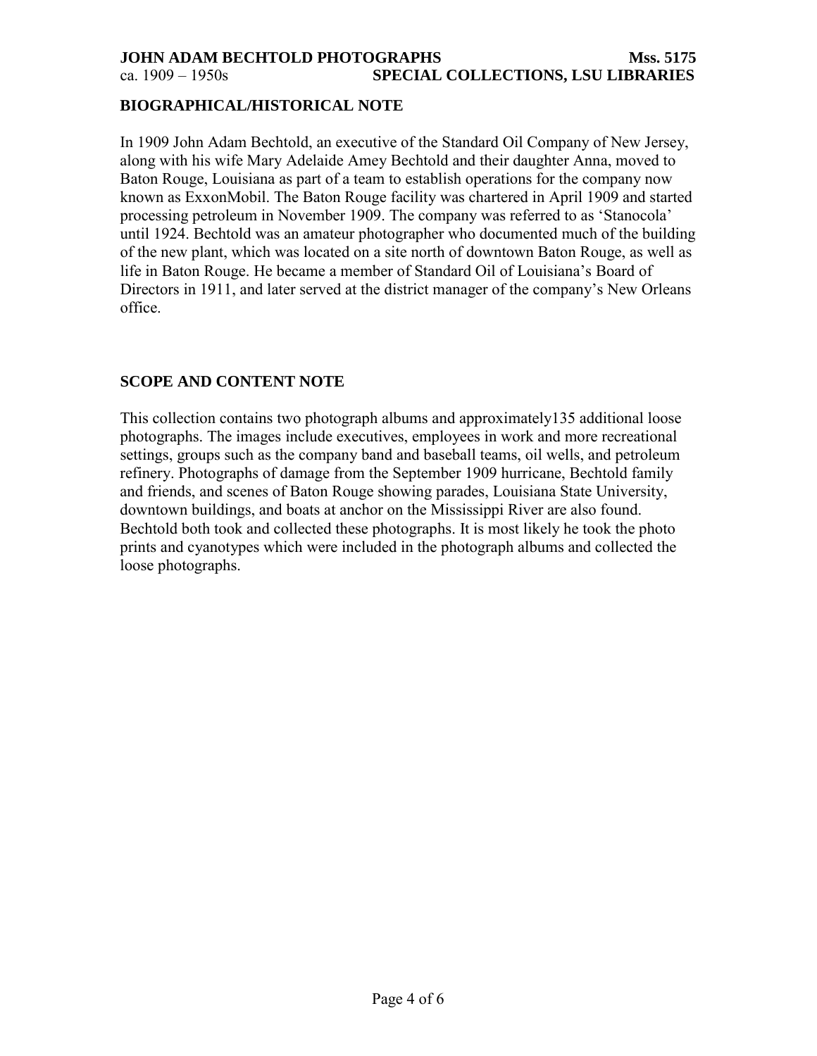## BIOGRAPHICAL/HISTORICAL NOTE

In 1909 John Adam Bechtold, an executive of the Standard Oil Company of New Jersey, along with his wife Mary Adelaide Amey Bechtold and their daughter Anna, moved to Baton Rouge, Louisiana as part of a team to establish operations for the company now known as ExxonMobil. The Baton Rouge facility was chartered in April 1909 and started processing petroleum in November 1909. The company was referred to as 'Stanocola' until 1924. Bechtold was an amateur photographer who documented much of the building of the new plant, which was located on a site north of downtown Baton Rouge, as well as life in Baton Rouge. He became a member of Standard Oil of Louisiana's Board of Directors in 1911, and later served at the district manager of the company's New Orleans office.

## SCOPE AND CONTENT NOTE

This collection contains two photograph albums and approximately135 additional loose photographs. The images include executives, employees in work and more recreational settings, groups such as the company band and baseball teams, oil wells, and petroleum refinery. Photographs of damage from the September 1909 hurricane, Bechtold family and friends, and scenes of Baton Rouge showing parades, Louisiana State University, downtown buildings, and boats at anchor on the Mississippi River are also found. Bechtold both took and collected these photographs. It is most likely he took the photo prints and cyanotypes which were included in the photograph albums and collected the loose photographs.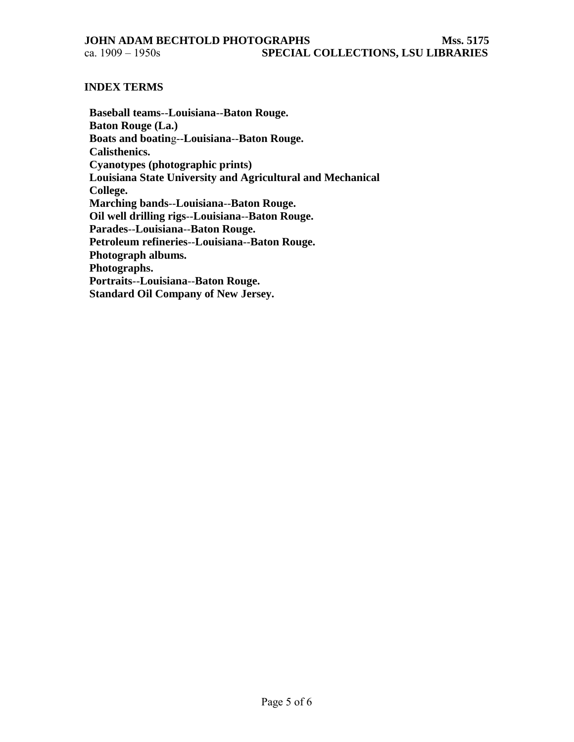## INDEX TERMS

**Baseball teams--Louisiana--Baton Rouge.**
**Baton Rouge (La.)**
**Boats and boating--Louisiana--Baton Rouge.**
**Calisthenics.**
**Cyanotypes (photographic prints)**
**Louisiana State University and Agricultural and Mechanical College.**
**Marching bands--Louisiana--Baton Rouge.**
**Oil well drilling rigs--Louisiana--Baton Rouge.**
**Parades--Louisiana--Baton Rouge.**
**Petroleum refineries--Louisiana--Baton Rouge.**
**Photograph albums.**
**Photographs.**
**Portraits--Louisiana--Baton Rouge.**
**Standard Oil Company of New Jersey.**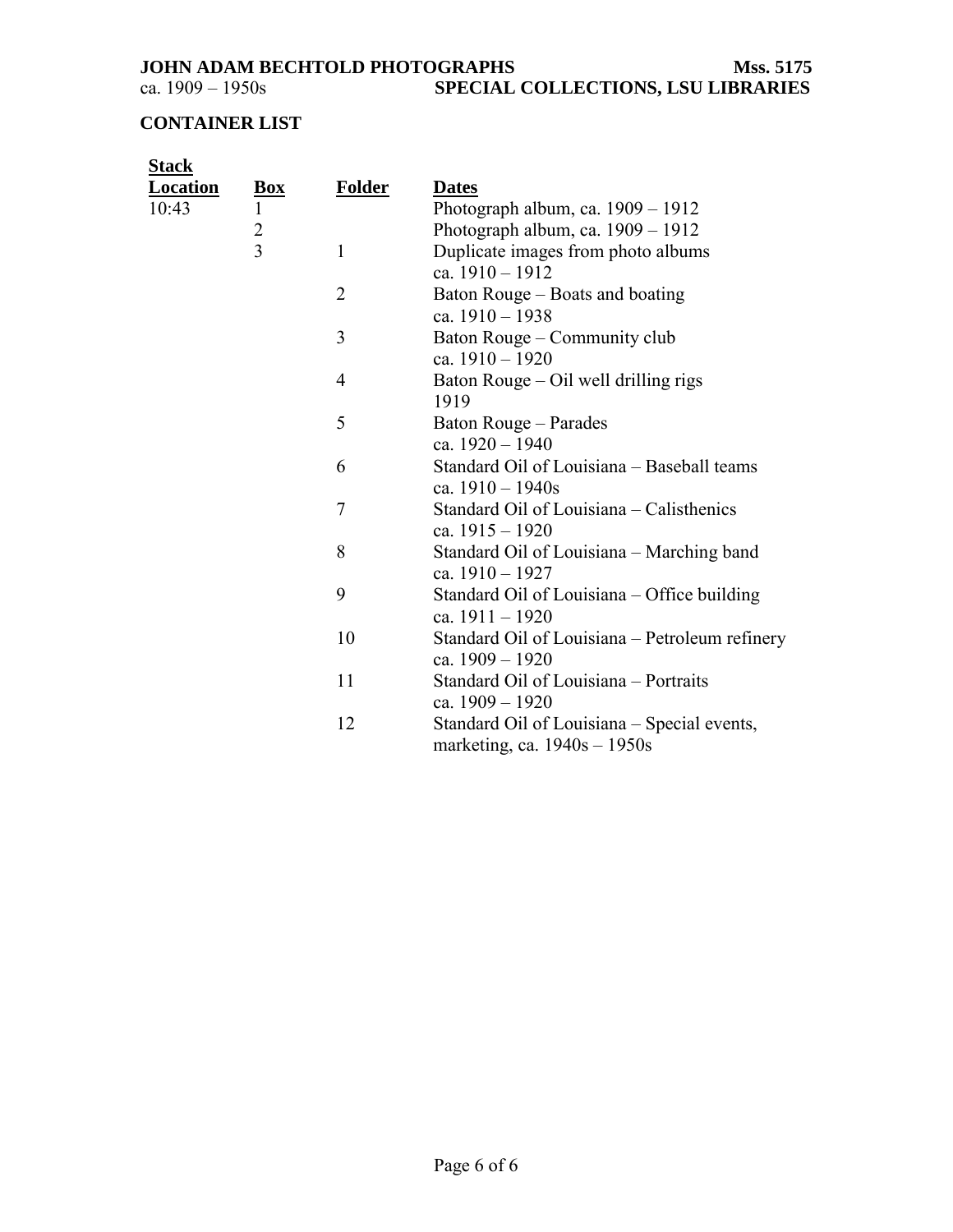**JOHN ADAM BECHTOLD PHOTOGRAPHS** **Mss. 5175**
ca. 1909 – 1950s **SPECIAL COLLECTIONS, LSU LIBRARIES**

## CONTAINER LIST

| Stack Location | Box | Folder | Dates |
|---|---|---|---|
| 10:43 | 1 | | Photograph album, ca. 1909 – 1912 |
| | 2 | | Photograph album, ca. 1909 – 1912 |
| | 3 | 1 | Duplicate images from photo albums ca. 1910 – 1912 |
| | | 2 | Baton Rouge – Boats and boating ca. 1910 – 1938 |
| | | 3 | Baton Rouge – Community club ca. 1910 – 1920 |
| | | 4 | Baton Rouge – Oil well drilling rigs 1919 |
| | | 5 | Baton Rouge – Parades ca. 1920 – 1940 |
| | | 6 | Standard Oil of Louisiana – Baseball teams ca. 1910 – 1940s |
| | | 7 | Standard Oil of Louisiana – Calisthenics ca. 1915 – 1920 |
| | | 8 | Standard Oil of Louisiana – Marching band ca. 1910 – 1927 |
| | | 9 | Standard Oil of Louisiana – Office building ca. 1911 – 1920 |
| | | 10 | Standard Oil of Louisiana – Petroleum refinery ca. 1909 – 1920 |
| | | 11 | Standard Oil of Louisiana – Portraits ca. 1909 – 1920 |
| | | 12 | Standard Oil of Louisiana – Special events, marketing, ca. 1940s – 1950s |